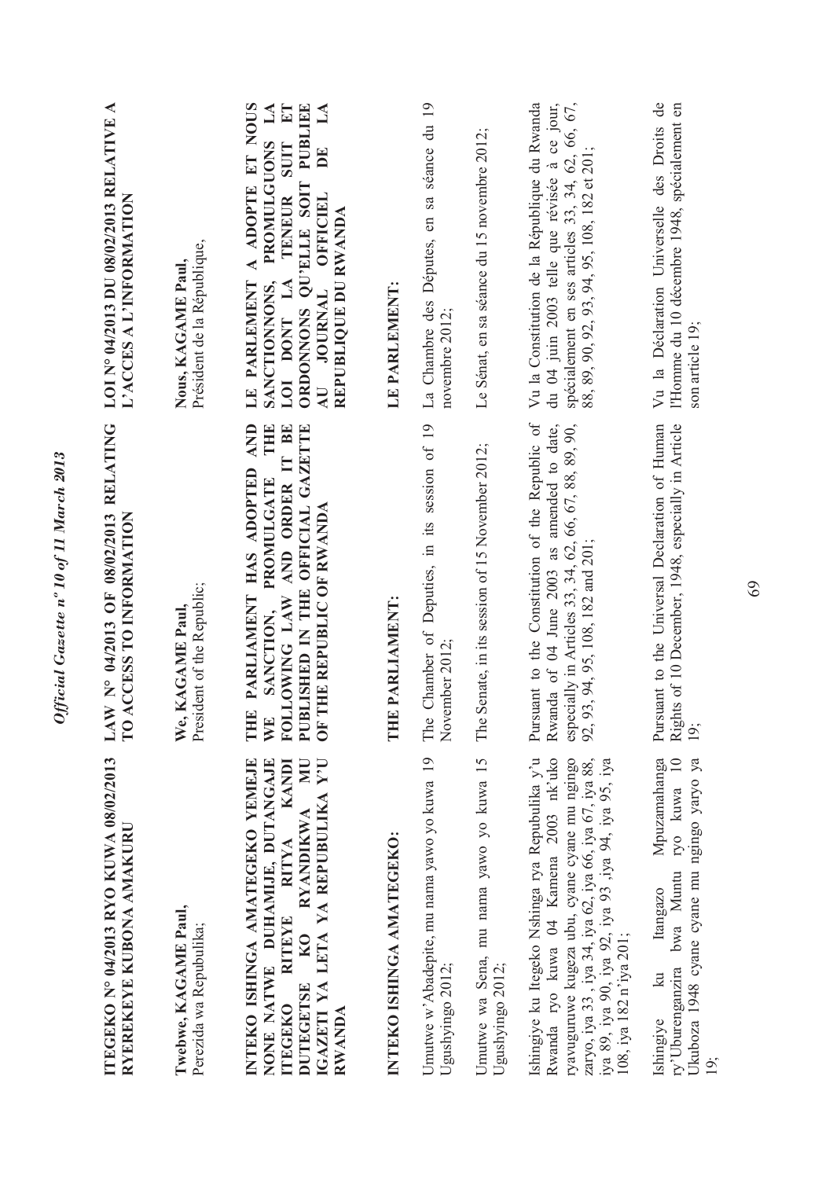**ITEGEKO N° 04/2013 RYO KUWA 08/02/2013 RYEREKEYE KUBONA AMAKURU**

**Twebwe, KAGAME Paul,**
Perezida wa Repubulika;

**INTEKO ISHINGA AMATEGEKO YEMEJE NONE NATWE DUHAMIJE, DUTANGAJE ITEGEKO RITEYE RITYA KANDI DUTEGETSE KO RYANDIKWA MU IGAZETI YA LETA YA REPUBULIKA Y'U RWANDA**

**INTEKO ISHINGA AMATEGEKO:**

Umutwe w'Abadepite, mu nama yawo yo kuwa 19 Ugushyingo 2012;

Umutwe wa Sena, mu nama yawo yo kuwa 15 Ugushyingo 2012;

Ishingiye ku Itegeko Nshinga rya Repubulika y'u Rwanda ryo kuwa 04 Kamena 2003 nk'uko ryavuguruwe kugeza ubu, cyane cyane mu ngingo zaryo, iya 33 , iya 34, iya 62, iya 66, iya 67, iya 88, iya 89, iya 90, iya 92, iya 93 ,iya 94, iya 95, iya 108, iya 182 n'iya 201;

Ishingiye ku Itangazo Mpuzamahanga ry'Uburenganzira bwa Muntu ryo kuwa 10 Ukuboza 1948 cyane cyane mu ngingo yaryo ya 19;

**LAW N° 04/2013 OF 08/02/2013 RELATING TO ACCESS TO INFORMATION**

**We, KAGAME Paul,**
President of the Republic;

**THE PARLIAMENT HAS ADOPTED AND WE SANCTION, PROMULGATE THE FOLLOWING LAW AND ORDER IT BE PUBLISHED IN THE OFFICIAL GAZETTE OF THE REPUBLIC OF RWANDA**

**THE PARLIAMENT:**

The Chamber of Deputies, in its session of 19 November 2012;

The Senate, in its session of 15 November 2012;

Pursuant to the Constitution of the Republic of Rwanda of 04 June 2003 as amended to date, especially in Articles 33, 34, 62, 66, 67, 88, 89, 90, 92, 93, 94, 95, 108, 182 and 201;

Pursuant to the Universal Declaration of Human Rights of 10 December, 1948, especially in Article 19;

**LOI N° 04/2013 DU 08/02/2013 RELATIVE A L'ACCES A L'INFORMATION**

**Nous, KAGAME Paul,**
Président de la République,

**LE PARLEMENT A ADOPTE ET NOUS SANCTIONNONS, PROMULGUONS LA LOI DONT LA TENEUR SUIT ET ORDONNONS QU'ELLE SOIT PUBLIEE AU JOURNAL OFFICIEL DE LA REPUBLIQUE DU RWANDA**

**LE PARLEMENT:**

La Chambre des Députes, en sa séance du 19 novembre 2012;

Le Sénat, en sa séance du 15 novembre 2012;

Vu la Constitution de la République du Rwanda du 04 juin 2003 telle que révisée à ce jour, spécialement en ses articles 33, 34, 62, 66, 67, 88, 89, 90, 92, 93, 94, 95, 108, 182 et 201;

Vu la Déclaration Universelle des Droits de l'Homme du 10 décembre 1948, spécialement en son article 19;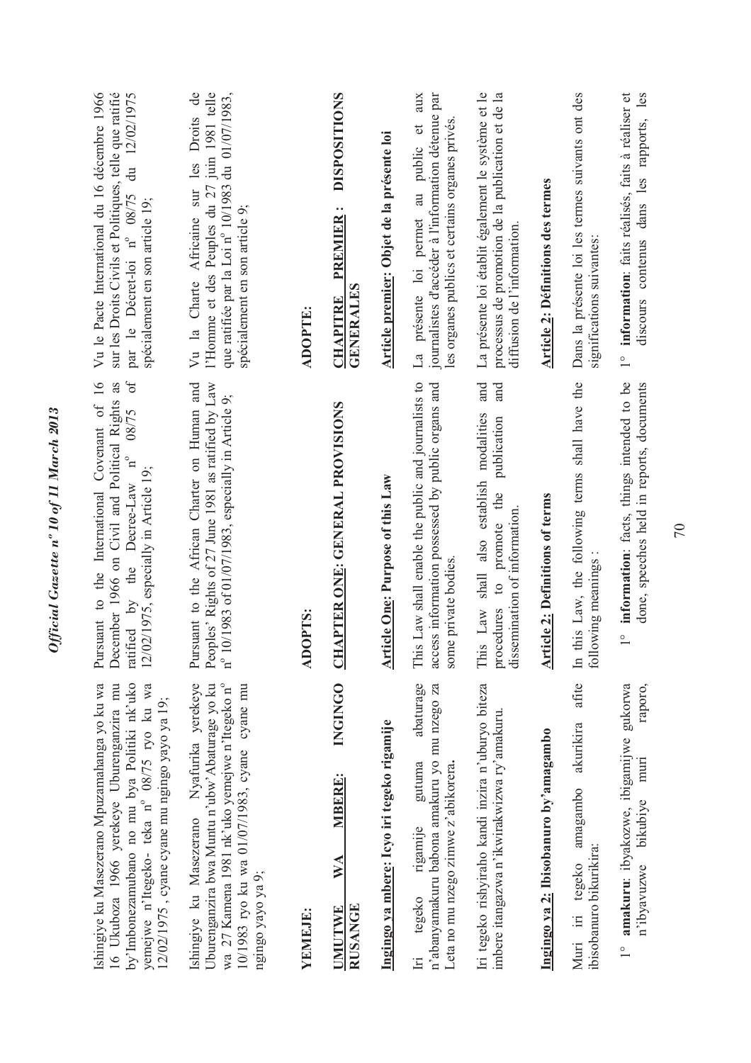Ishingiye ku Masezerano Mpuzamahanga yo ku wa 16 Ukuboza 1966 yerekeye Uburenganzira mu by'Imbonezamubano no mu bya Politiki nk'uko yemejwe n'Itegeko- teka n° 08/75 ryo ku wa 12/02/1975 , cyane cyane mu ngingo yayo ya 19;

Ishingiye ku Masezerano Nyafurika yerekeye Uburenganzira bwa Muntu n'ubw'Abaturage yo ku wa 27 Kamena 1981 nk'uko yemejwe n'Itegeko n° 10/1983 ryo ku wa 01/07/1983, cyane cyane mu ngingo yayo ya 9;

**YEMEJE:**

## UMUTWE WA MBERE: INGINGO RUSANGE

### Ingingo ya mbere: Icyo iri tegeko rigamije

Iri tegeko rigamije gutuma abaturage n'abanyamakuru babona amakuru yo mu nzego za Leta no mu nzego zimwe z'abikorera.

Iri tegeko rishyiraho kandi inzira n'uburyo biteza imbere itangazwa n'ikwirakwizwa ry'amakuru.

### Ingingo ya 2: Ibisobanuro by'amagambo

Muri iri tegeko amagambo akurikira afite ibisobanuro bikurikira:

1° **amakuru**: ibyakozwe, ibigamijwe gukorwa n'ibyavuzwe bikubiye muri raporo,

---

Pursuant to the International Covenant of 16 December 1966 on Civil and Political Rights as ratified by the Decree-Law n° 08/75 of 12/02/1975, especially in Article 19;

Pursuant to the African Charter on Human and Peoples' Rights of 27 June 1981 as ratified by Law n° 10/1983 of 01/07/1983, especially in Article 9;

**ADOPTS:**

## CHAPTER ONE: GENERAL PROVISIONS

### Article One: Purpose of this Law

This Law shall enable the public and journalists to access information possessed by public organs and some private bodies.

This Law shall also establish modalities and procedures to promote the publication and dissemination of information.

### Article 2: Definitions of terms

In this Law, the following terms shall have the following meanings :

1° **information**: facts, things intended to be done, speeches held in reports, documents

---

Vu le Pacte International du 16 décembre 1966 sur les Droits Civils et Politiques, telle que ratifié par le Décret-loi n° 08/75 du 12/02/1975 spécialement en son article 19;

Vu la Charte Africaine sur les Droits de l'Homme et des Peuples du 27 juin 1981 telle que ratifiée par la Loi n° 10/1983 du 01/07/1983, spécialement en son article 9;

**ADOPTE:**

## CHAPITRE PREMIER : DISPOSITIONS GENERALES

### Article premier: Objet de la présente loi

La présente loi permet au public et aux journalistes d'accéder à l'information détenue par les organes publics et certains organes privés.

La présente loi établit également le système et le processus de promotion de la publication et de la diffusion de l'information.

### Article 2: Définitions des termes

Dans la présente loi les termes suivants ont des significations suivantes:

1° **information**: faits réalisés, faits à réaliser et discours contenus dans les rapports, les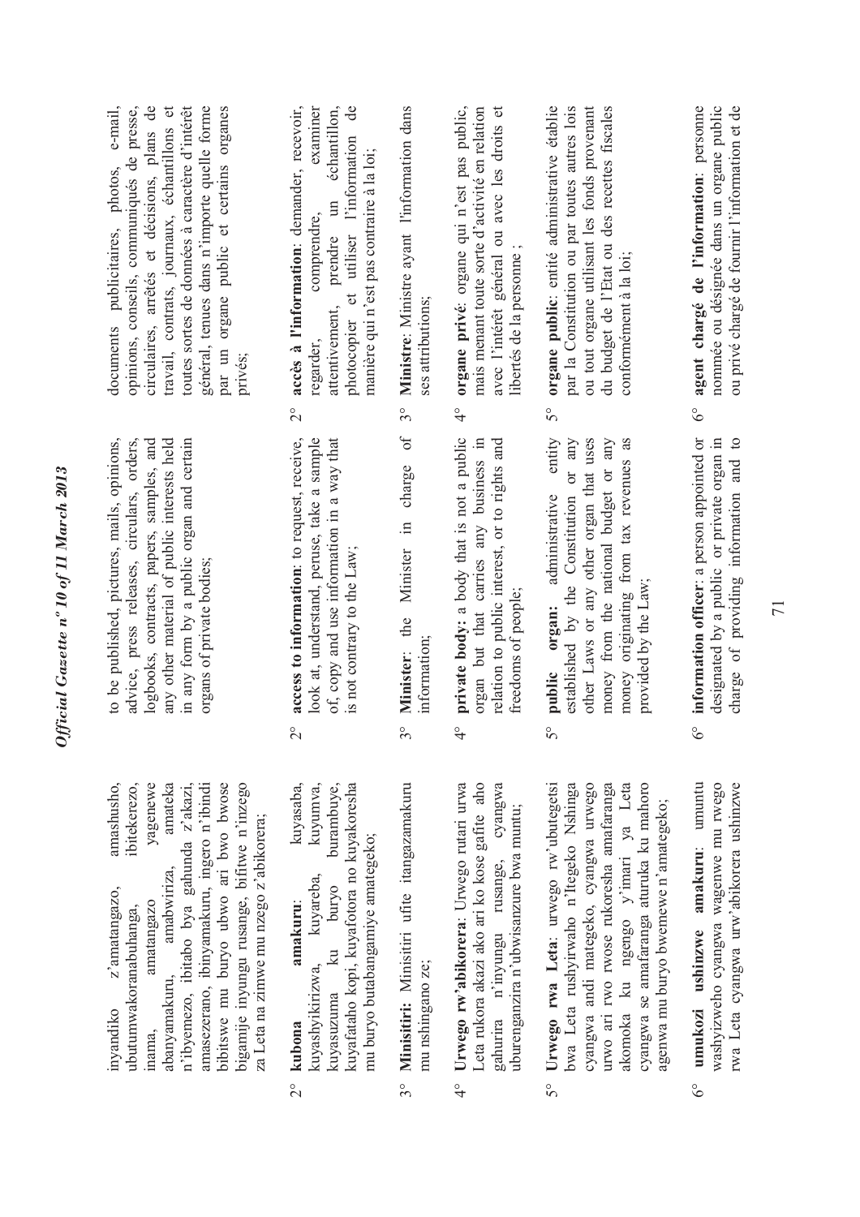inyandiko z'amatangazo, amashusho, ubutumwakoranabuhanga, ibitekerezo, inama, amatangazo yagenewe abanyamakuru, amabwiriza, amateka n'ibyemezo, ibitabo bya gahunda z'akazi, amasezerano, ibinyamakuru, ingero n'ibindi bibitswe mu buryo ubwo ari bwo bwose bigamije inyungu rusange, bifitwe n'inzego za Leta na zimwe mu nzego z'abikorera;

2° **kubona amakuru**: kuyasaba, kuyashyikirizwa, kuyareba, kuyumva, kuyasuzuma ku buryo burambuye, kuyafataho kopi, kuyafotora no kuyakoresha mu buryo butabangamiye amategeko;

3° **Minisitiri:** Minisitiri ufite itangazamakuru mu nshingano ze;

4° **Urwego rw'abikorera**: Urwego rutari urwa Leta rukora akazi ako ari ko kose gafite aho gahurira n'inyungu rusange, cyangwa uburenganzira n'ubwisanzure bwa muntu;

5° **Urwego rwa Leta**: urwego rw'ubutegetsi bwa Leta rushyirwaho n'Itegeko Nshinga cyangwa andi mategeko, cyangwa urwego urwo ari rwo rwose rukoresha amafaranga akomoka ku ngengo y'imari ya Leta cyangwa se amafaranga aturuka ku mahoro agenwa mu buryo bwemewe n'amategeko;

6° **umukozi ushinzwe amakuru**: umuntu washyizweho cyangwa wagenwe mu rwego rwa Leta cyangwa urw'abikorera ushinzwe

to be published, pictures, mails, opinions, advice, press releases, circulars, orders, logbooks, contracts, papers, samples, and any other material of public interests held in any form by a public organ and certain organs of private bodies;

2° **access to information**: to request, receive, look at, understand, peruse, take a sample of, copy and use information in a way that is not contrary to the Law;

3° **Minister**: the Minister in charge of information;

4° **private body:** a body that is not a public organ but that carries any business in relation to public interest, or to rights and freedoms of people;

5° **public organ:** administrative entity established by the Constitution or any other Laws or any other organ that uses money from the national budget or any money originating from tax revenues as provided by the Law;

6° **information officer**: a person appointed or designated by a public or private organ in charge of providing information and to

documents publicitaires, photos, e-mail, opinions, conseils, communiqués de presse, circulaires, arrêtés et décisions, plans de travail, contrats, journaux, échantillons et toutes sortes de données à caractère d'intérêt général, tenues dans n'importe quelle forme par un organe public et certains organes privés;

2° **accès à l'information**: demander, recevoir, regarder, comprendre, examiner attentivement, prendre un échantillon, photocopier et utiliser l'information de manière qui n'est pas contraire à la loi;

3° **Ministre**: Ministre ayant l'information dans ses attributions;

4° **organe privé**: organe qui n'est pas public, mais menant toute sorte d'activité en relation avec l'intérêt général ou avec les droits et libertés de la personne ;

5° **organe public**: entité administrative établie par la Constitution ou par toutes autres lois ou tout organe utilisant les fonds provenant du budget de l'Etat ou des recettes fiscales conformément à la loi;

6° **agent chargé de l'information**: personne nommée ou désignée dans un organe public ou privé chargé de fournir l'information et de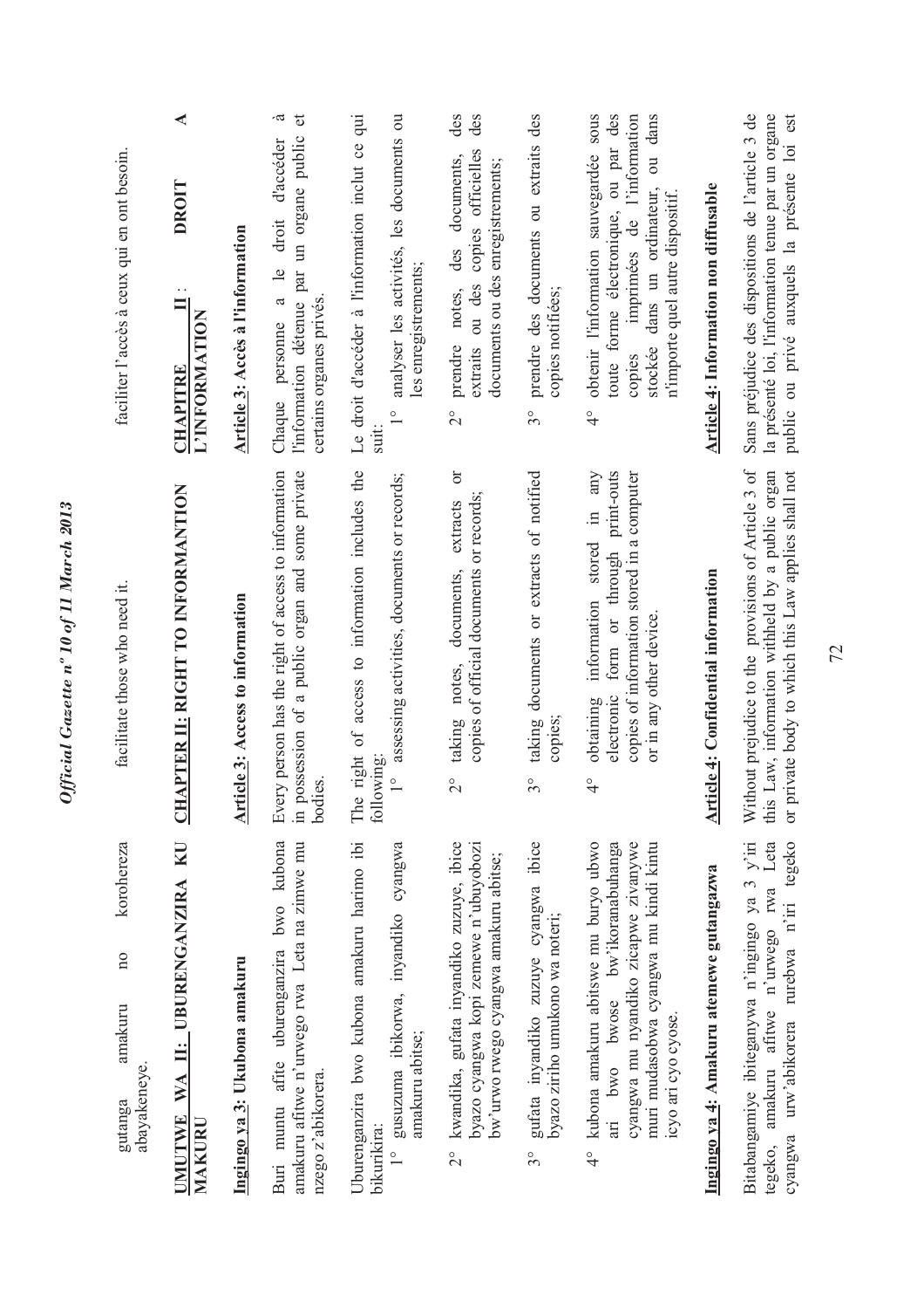gutanga amakuru no korohereza abayakeneye.

facilitate those who need it.

faciliter l'accès à ceux qui en ont besoin.

## UMUTWE WA II: UBURENGANZIRA KU MAKURU

### Ingingo ya 3: Ukubona amakuru

Buri muntu afite uburenganzira bwo kubona amakuru afitwe n'urwego rwa Leta na zimwe mu nzego z'abikorera.

Uburenganzira bwo kubona amakuru harimo ibi bikurikira:

1° gusuzuma ibikorwa, inyandiko cyangwa amakuru abitse;

2° kwandika, gufata inyandiko zuzuye, ibice byazo cyangwa kopi zemewe n'ubuyobozi bw'urwo rwego cyangwa amakuru abitse;

3° gufata inyandiko zuzuye cyangwa ibice byazo ziriho umukono wa noteri;

4° kubona amakuru abitswe mu buryo ubwo ari bwo bwose bw'ikoranabuhanga cyangwa mu nyandiko zicapwe zivanywe muri mudasobwa cyangwa mu kindi kintu icyo ari cyo cyose.

### Ingingo ya 4: Amakuru atemewe gutangazwa

Bitabangamiye ibiteganywa n'ingingo ya 3 y'iri tegeko, amakuru afitwe n'urwego rwa Leta cyangwa urw'abikorera rurebwa n'iri tegeko

## CHAPTER II: RIGHT TO INFORMANTION

### Article 3: Access to information

Every person has the right of access to information in possession of a public organ and some private bodies.

The right of access to information includes the following:

1° assessing activities, documents or records;

2° taking notes, documents, extracts or copies of official documents or records;

3° taking documents or extracts of notified copies;

4° obtaining information stored in any electronic form or through print-outs copies of information stored in a computer or in any other device.

### Article 4: Confidential information

Without prejudice to the provisions of Article 3 of this Law, information withheld by a public organ or private body to which this Law applies shall not

## CHAPITRE II : DROIT A L'INFORMATION

### Article 3: Accès à l'information

Chaque personne a le droit d'accéder à l'information détenue par un organe public et certains organes privés.

Le droit d'accéder à l'information inclut ce qui suit:

1° analyser les activités, les documents ou les enregistrements;

2° prendre notes, des documents, des extraits ou des copies officielles des documents ou des enregistrements;

3° prendre des documents ou extraits des copies notifiées;

4° obtenir l'information sauvegardée sous toute forme électronique, ou par des copies imprimées de l'information stockée dans un ordinateur, ou dans n'importe quel autre dispositif.

### Article 4: Information non diffusable

Sans préjudice des dispositions de l'article 3 de la présente loi, l'information tenue par un organe public ou privé auxquels la présente loi est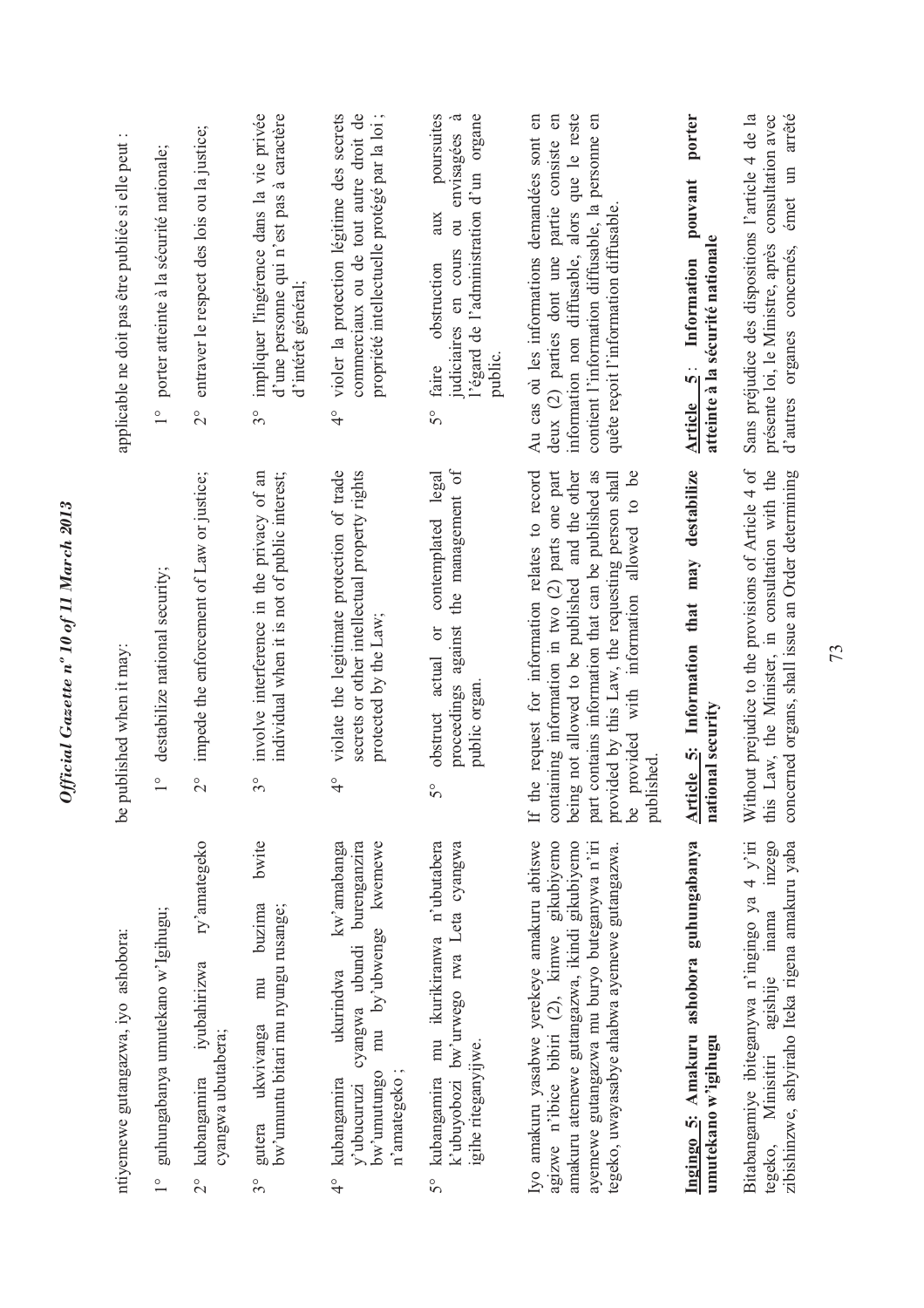ntiyemewe gutangazwa, iyo ashobora:

1° guhungabanya umutekano w'Igihugu;

2° kubangamira iyubahirizwa ry'amategeko cyangwa ubutabera;

3° gutera ukwivanga mu buzima bwite bw'umuntu bitari mu nyungu rusange;

4° kubangamira ukurindwa kw'amabanga y'ubucuruzi cyangwa ubundi burenganzira bw'umutungo mu by'ubwenge kwemewe n'amategeko ;

5° kubangamira mu ikurikiranwa n'ubutabera k'ubuyobozi bw'urwego rwa Leta cyangwa igihe riteganyijwe.

Iyo amakuru yasabwe yerekeye amakuru abitswe agizwe n'ibice bibiri (2), kimwe gikubiyemo amakuru atemewe gutangazwa, ikindi gikubiyemo ayemewe gutangazwa mu buryo buteganywa n'iri tegeko, uwayasabye ahabwa ayemewe gutangazwa.

**Ingingo 5: Amakuru ashobora guhungabanya umutekano w'igihugu**

Bitabangamiye ibiteganywa n'ingingo ya 4 y'iri tegeko, Minisitiri agishije inama inzego zibishinzwe, ashyiraho Iteka rigena amakuru yaba

be published when it may:

1° destabilize national security;

2° impede the enforcement of Law or justice;

3° involve interference in the privacy of an individual when it is not of public interest;

4° violate the legitimate protection of trade secrets or other intellectual property rights protected by the Law;

5° obstruct actual or contemplated legal proceedings against the management of public organ.

If the request for information relates to record containing information in two (2) parts one part being not allowed to be published and the other part contains information that can be published as provided by this Law, the requesting person shall be provided with information allowed to be published.

**Article 5: Information that may destabilize national security**

Without prejudice to the provisions of Article 4 of this Law, the Minister, in consultation with the concerned organs, shall issue an Order determining

applicable ne doit pas être publiée si elle peut :

1° porter atteinte à la sécurité nationale;

2° entraver le respect des lois ou la justice;

3° impliquer l'ingérence dans la vie privée d'une personne qui n'est pas à caractère d'intérêt général;

4° violer la protection légitime des secrets commerciaux ou de tout autre droit de propriété intellectuelle protégé par la loi ;

5° faire obstruction aux poursuites judiciaires en cours ou envisagées à l'égard de l'administration d'un organe public.

Au cas où les informations demandées sont en deux (2) parties dont une partie consiste en information non diffusable, alors que le reste contient l'information diffusable, la personne en quête reçoit l'information diffusable.

**Article 5: Information pouvant porter atteinte à la sécurité nationale**

Sans préjudice des dispositions l'article 4 de la présente loi, le Ministre, après consultation avec d'autres organes concernés, émet un arrêté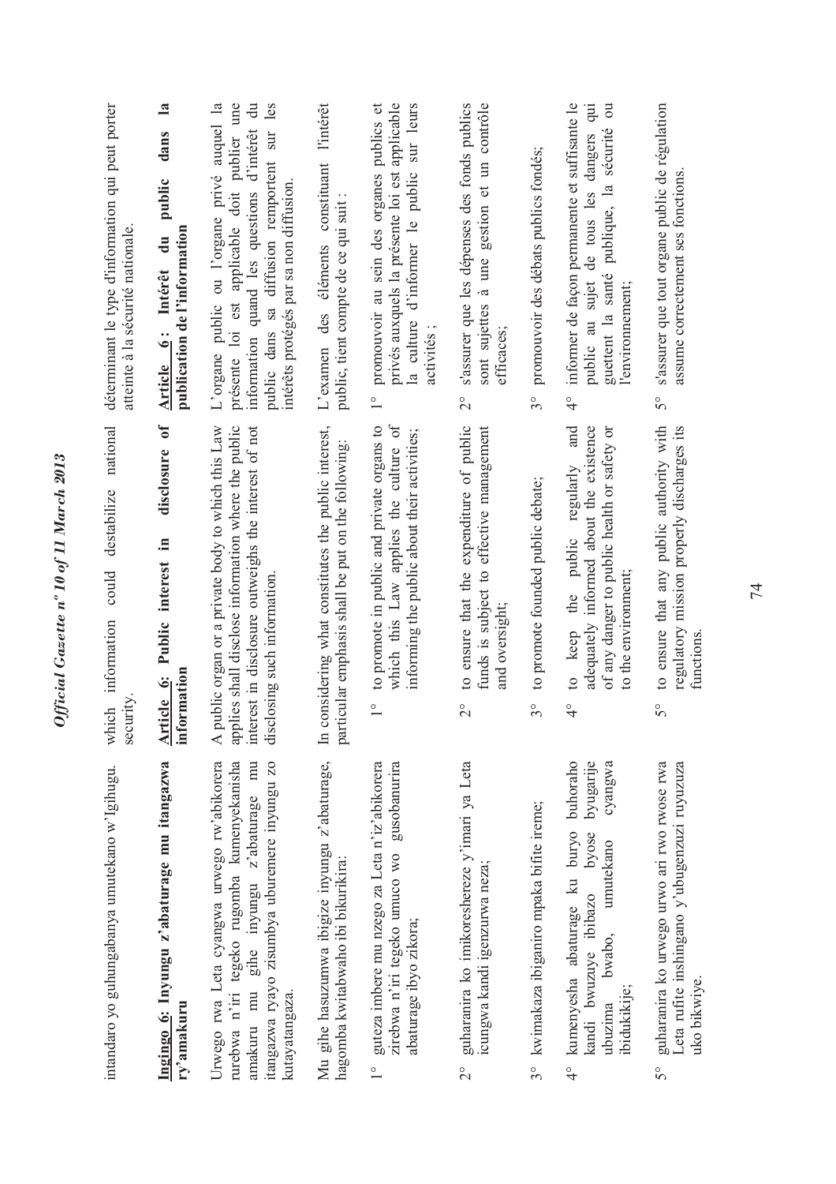intandaro yo guhungabanya umutekano w'Igihugu.

which information could destabilize national security.

déterminant le type d'information qui peut porter atteinte à la sécurité nationale.

**Ingingo 6: Inyungu z'abaturage mu itangazwa ry'amakuru**

Urwego rwa Leta cyangwa urwego rw'abikorera rurebwa n'iri tegeko rugomba kumenyekanisha amakuru mu gihe inyungu z'abaturage mu itangazwa ryayo zisumbya uburemere inyungu zo kutayatangaza.

Mu gihe hasuzumwa ibigize inyungu z'abaturage, hagomba kwitabwaho ibi bikurikira:

1° guteza imbere mu nzego za Leta n'iz'abikorera zirebwa n'iri tegeko umuco wo gusobanurira abaturage ibyo zikora;

2° guharanira ko imikoreshereze y'imari ya Leta icungwa kandi igenzurwa neza;

3° kwimakaza ibiganiro mpaka bifite ireme;

4° kumenyesha abaturage ku buryo buhoraho kandi bwuzuye ibibazo byose byugarije ubuzima bwabo, umutekano cyangwa ibidukikije;

5° guharanira ko urwego urwo ari rwo rwose rwa Leta rufite inshingano y'ubugenzuzi ruyuzuza uko bikwiye.

**Article 6: Public interest in disclosure of information**

A public organ or a private body to which this Law applies shall disclose information where the public interest in disclosure outweighs the interest of not disclosing such information.

In considering what constitutes the public interest, particular emphasis shall be put on the following:

1° to promote in public and private organs to which this Law applies the culture of informing the public about their activities;

2° to ensure that the expenditure of public funds is subject to effective management and oversight;

3° to promote founded public debate;

4° to keep the public regularly and adequately informed about the existence of any danger to public health or safety or to the environment;

5° to ensure that any public authority with regulatory mission properly discharges its functions.

**Article 6: Intérêt du public dans la publication de l'information**

L'organe public ou l'organe privé auquel la présente loi est applicable doit publier une information quand les questions d'intérêt du public dans sa diffusion remportent sur les intérêts protégés par sa non diffusion.

L'examen des éléments constituant l'intérêt public, tient compte de ce qui suit :

1° promouvoir au sein des organes publics et privés auxquels la présente loi est applicable la culture d'informer le public sur leurs activités ;

2° s'assurer que les dépenses des fonds publics sont sujettes à une gestion et un contrôle efficaces;

3° promouvoir des débats publics fondés;

4° informer de façon permanente et suffisante le public au sujet de tous les dangers qui guettent la santé publique, la sécurité ou l'environnement;

5° s'assurer que tout organe public de régulation assume correctement ses fonctions.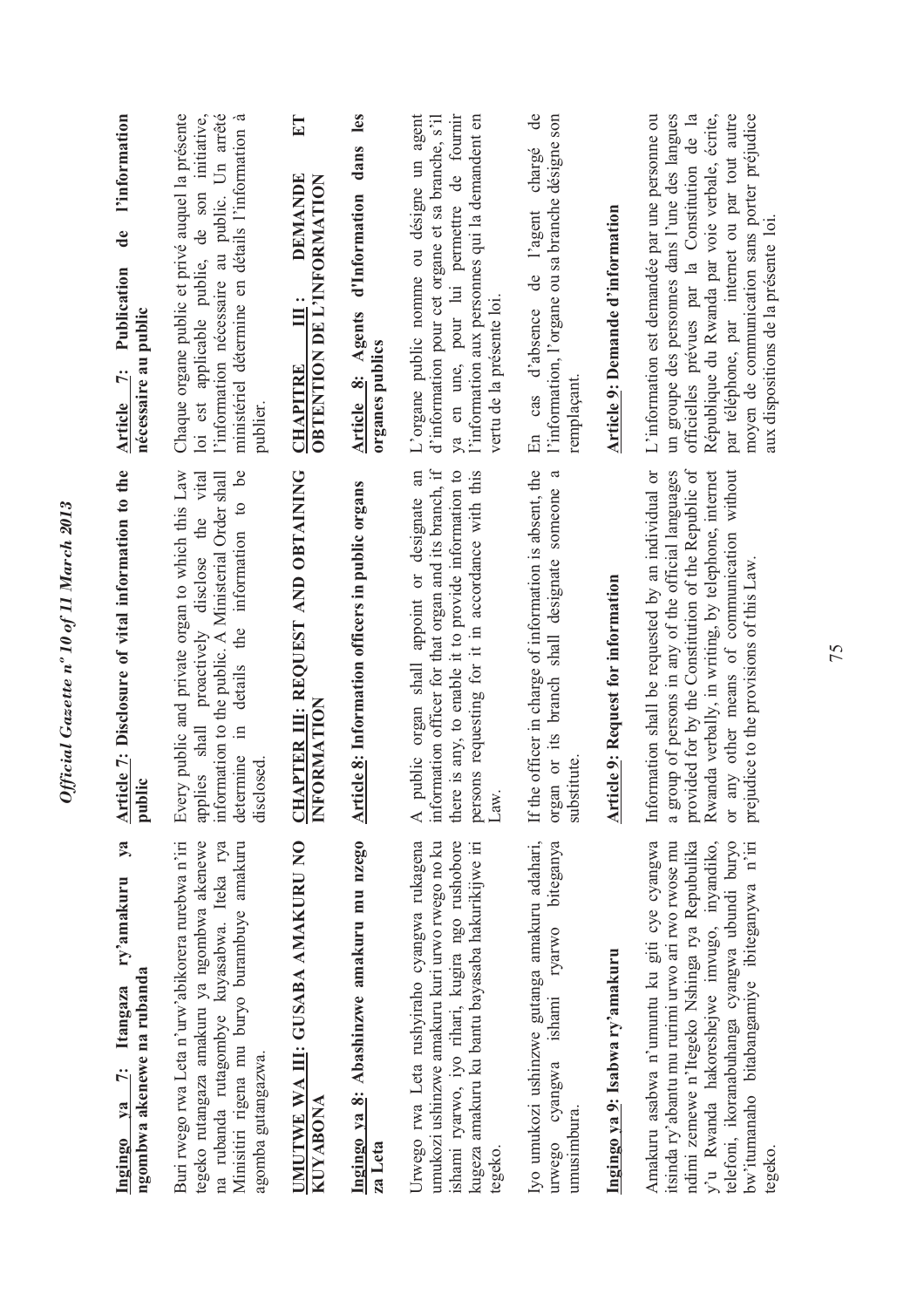**Ingingo ya 7: Itangaza ry'amakuru ya ngombwa akenewe na rubanda**

Buri rwego rwa Leta n'urw'abikorera rurebwa n'iri tegeko rutangaza amakuru ya ngombwa akenewe na rubanda rutagombye kuyasabwa. Iteka rya Minisitiri rigena mu buryo burambuye amakuru agomba gutangazwa.

**UMUTWE WA III: GUSABA AMAKURU NO KUYABONA**

**Ingingo ya 8: Abashinzwe amakuru mu nzego za Leta**

Urwego rwa Leta rushyiraho cyangwa rukagena umukozi ushinzwe amakuru kuri urwo rwego no ku ishami ryarwo, iyo rihari, kugira ngo rushobore kugeza amakuru ku bantu bayasaba hakurikijwe iri tegeko.

Iyo umukozi ushinzwe gutanga amakuru adahari, urwego cyangwa ishami ryarwo biteganya umusimbura.

**Ingingo ya 9: Isabwa ry'amakuru**

Amakuru asabwa n'umuntu ku giti cye cyangwa itsinda ry'abantu mu rurimi urwo ari rwo rwose mu ndimi zemewe n'Itegeko Nshinga rya Repubulika y'u Rwanda hakoreshejwe imvugo, inyandiko, telefoni, ikoranabuhanga cyangwa ubundi buryo bw'itumanaho bitabangamiye ibiteganywa n'iri tegeko.

**Article 7: Disclosure of vital information to the public**

Every public and private organ to which this Law applies shall proactively disclose the vital information to the public. A Ministerial Order shall determine in details the information to be disclosed.

**CHAPTER III: REQUEST AND OBTAINING INFORMATION**

**Article 8: Information officers in public organs**

A public organ shall appoint or designate an information officer for that organ and its branch, if there is any, to enable it to provide information to persons requesting for it in accordance with this Law.

If the officer in charge of information is absent, the organ or its branch shall designate someone a substitute.

**Article 9: Request for information**

Information shall be requested by an individual or a group of persons in any of the official languages provided for by the Constitution of the Republic of Rwanda verbally, in writing, by telephone, internet or any other means of communication without prejudice to the provisions of this Law.

**Article 7: Publication de l'information nécessaire au public**

Chaque organe public et privé auquel la présente loi est applicable publie, de son initiative, l'information nécessaire au public. Un arrêté ministériel détermine en détails l'information à publier.

**CHAPITRE III : DEMANDE ET OBTENTION DE L'INFORMATION**

**Article 8: Agents d'Information dans les organes publics**

L'organe public nomme ou désigne un agent d'information pour cet organe et sa branche, s'il y en a une, pour lui permettre de fournir l'information aux personnes qui la demandent en vertu de la présente loi.

En cas d'absence de l'agent chargé de l'information, l'organe ou sa branche désigne son remplaçant.

**Article 9: Demande d'information**

L'information est demandée par une personne ou un groupe des personnes dans l'une des langues officielles prévues par la Constitution de la République du Rwanda par voie verbale, écrite, par téléphone, par internet ou par tout autre moyen de communication sans porter préjudice aux dispositions de la présente loi.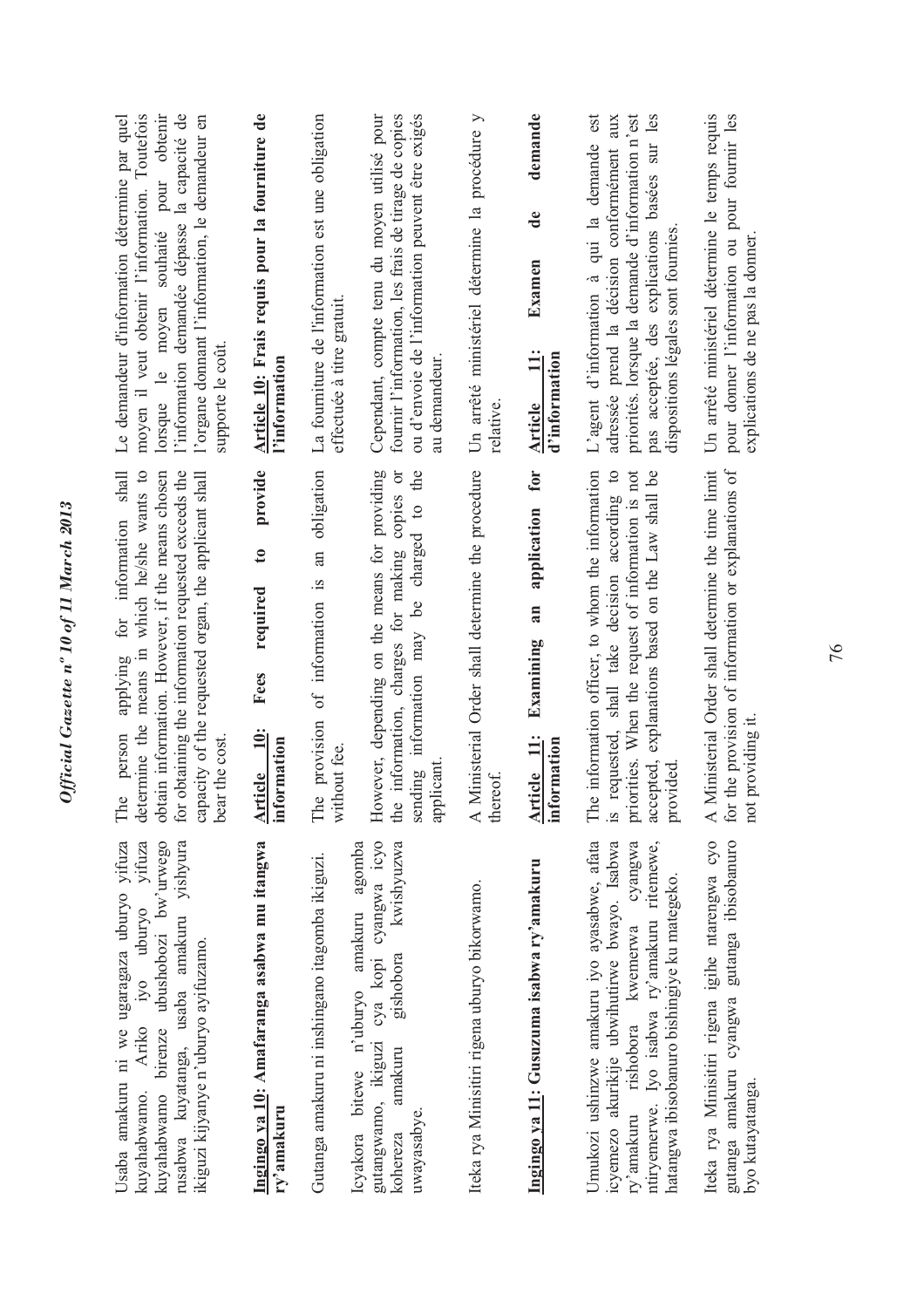Usaba amakuru ni we ugaragaza uburyo yifuza kuyahabwamo. Ariko iyo uburyo yifuza kuyahabwamo birenze ubushobozi bw'urwego rusabwa kuyatanga, usaba amakuru yishyura ikiguzi kijyanye n'uburyo ayifuzamo.

**Ingingo ya 10: Amafaranga asabwa mu itangwa ry'amakuru**

Gutanga amakuru ni inshingano itagomba ikiguzi.

Icyakora bitewe n'uburyo amakuru agomba gutangwamo, ikiguzi cya kopi cyangwa icyo kohereza amakuru gishobora kwishyuzwa uwayasabye.

Iteka rya Minisitiri rigena uburyo bikorwamo.

**Ingingo ya 11: Gusuzuma isabwa ry'amakuru**

Umukozi ushinzwe amakuru iyo ayasabwe, afata icyemezo akurikije ubwihutirwe bwayo. Isabwa ry'amakuru rishobora kwemerwa cyangwa ntiryemerwe. Iyo isabwa ry'amakuru ritemewe, hatangwa ibisobanuro bishingiye ku mategeko.

Iteka rya Minisitiri rigena igihe ntarengwa cyo gutanga amakuru cyangwa gutanga ibisobanuro byo kutayatanga.

The person applying for information shall determine the means in which he/she wants to obtain information. However, if the means chosen for obtaining the information requested exceeds the capacity of the requested organ, the applicant shall bear the cost.

**Article 10: Fees required to provide information**

The provision of information is an obligation without fee.

However, depending on the means for providing the information, charges for making copies or sending information may be charged to the applicant.

A Ministerial Order shall determine the procedure thereof.

**Article 11: Examining an application for information**

The information officer, to whom the information is requested, shall take decision according to priorities. When the request of information is not accepted, explanations based on the Law shall be provided.

A Ministerial Order shall determine the time limit for the provision of information or explanations of not providing it.

Le demandeur d'information détermine par quel moyen il veut obtenir l'information. Toutefois lorsque le moyen souhaité pour obtenir l'information demandée dépasse la capacité de l'organe donnant l'information, le demandeur en supporte le coût.

**Article 10: Frais requis pour la fourniture de l'information**

La fourniture de l'information est une obligation effectuée à titre gratuit.

Cependant, compte tenu du moyen utilisé pour fournir l'information, les frais de tirage de copies ou d'envoie de l'information peuvent être exigés au demandeur.

Un arrêté ministériel détermine la procédure y relative.

**Article 11: Examen de demande d'information**

L'agent d'information à qui la demande est adressée prend la décision conformément aux priorités. lorsque la demande d'information n'est pas acceptée, des explications basées sur les dispositions légales sont fournies.

Un arrêté ministériel détermine le temps requis pour donner l'information ou pour fournir les explications de ne pas la donner.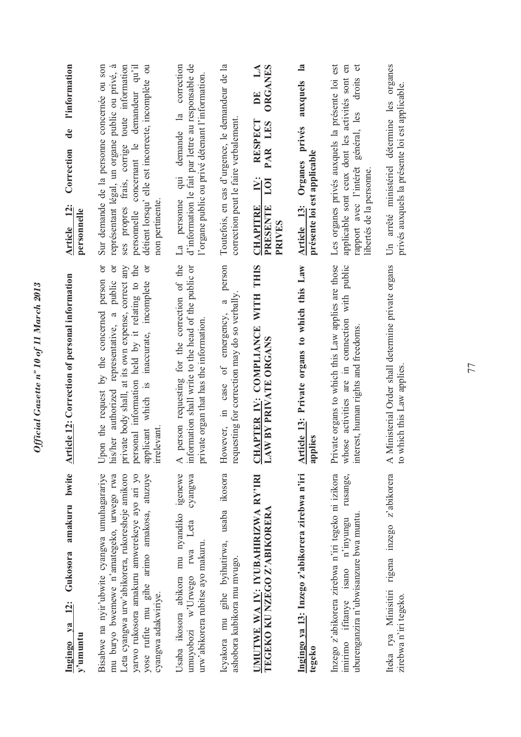**Ingingo ya 12: Gukosora amakuru bwite y'umuntu**

Bisabwe na nyir'ubwite cyangwa umuhagarariye mu buryo bwemewe n'amategeko, urwego rwa Leta cyangwa urw'abikorera, rukoresheje amikoro yarwo rukosora amakuru amwerekeye ayo ari yo yose rufite mu gihe arimo amakosa, atuzuye cyangwa adakwiriye.

Usaba ikosora abikora mu nyandiko igenewe umuyobozi w'Urwego rwa Leta cyangwa urw'abikorera rubitse ayo makuru.

Icyakora mu gihe byihutirwa, usaba ikosora ashobora kubikora mu mvugo.

**UMUTWE WA IV: IYUBAHIRIZWA RY'IRI TEGEKO KU NZEGO Z'ABIKORERA**

**Ingingo ya 13: Inzego z'abikorera zirebwa n'iri tegeko**

Inzego z'abikorera zirebwa n'iri tegeko ni izikora imirimo ifitanye isano n'inyungu rusange, uburenganzira n'ubwisanzure bwa muntu.

Iteka rya Minisitiri rigena inzego z'abikorera zirebwa n'iri tegeko.

**Article 12: Correction of personal information**

Upon the request by the concerned person or his/her authorized representative, a public or private body shall, at its own expense, correct any personal information held by it relating to the applicant which is inaccurate, incomplete or irrelevant.

A person requesting for the correction of the information shall write to the head of the public or private organ that has the information.

However, in case of emergency, a person requesting for correction may do so verbally.

**CHAPTER IV: COMPLIANCE WITH THIS LAW BY PRIVATE ORGANS**

**Article 13: Private organs to which this Law applies**

Private organs to which this Law applies are those whose activities are in connection with public interest, human rights and freedoms.

A Ministerial Order shall determine private organs to which this Law applies.

**Article 12: Correction de l'information personnelle**

Sur demande de la personne concernée ou son représentant légal, un organe public ou privé, à ses propres frais, corrige toute information personnelle concernant le demandeur qu'il détient lorsqu'elle est incorrecte, incomplète ou non pertinente.

La personne qui demande la correction d'information le fait par lettre au responsable de l'organe public ou privé détenant l'information.

Toutefois, en cas d'urgence, le demandeur de la correction peut le faire verbalement.

**CHAPITRE IV: RESPECT DE LA PRESENTE LOI PAR LES ORGANES PRIVES**

**Article 13: Organes privés auxquels la présente loi est applicable**

Les organes privés auxquels la présente loi est applicable sont ceux dont les activités sont en rapport avec l'intérêt général, les droits et libertés de la personne.

Un arrêté ministériel détermine les organes privés auxquels la présente loi est applicable.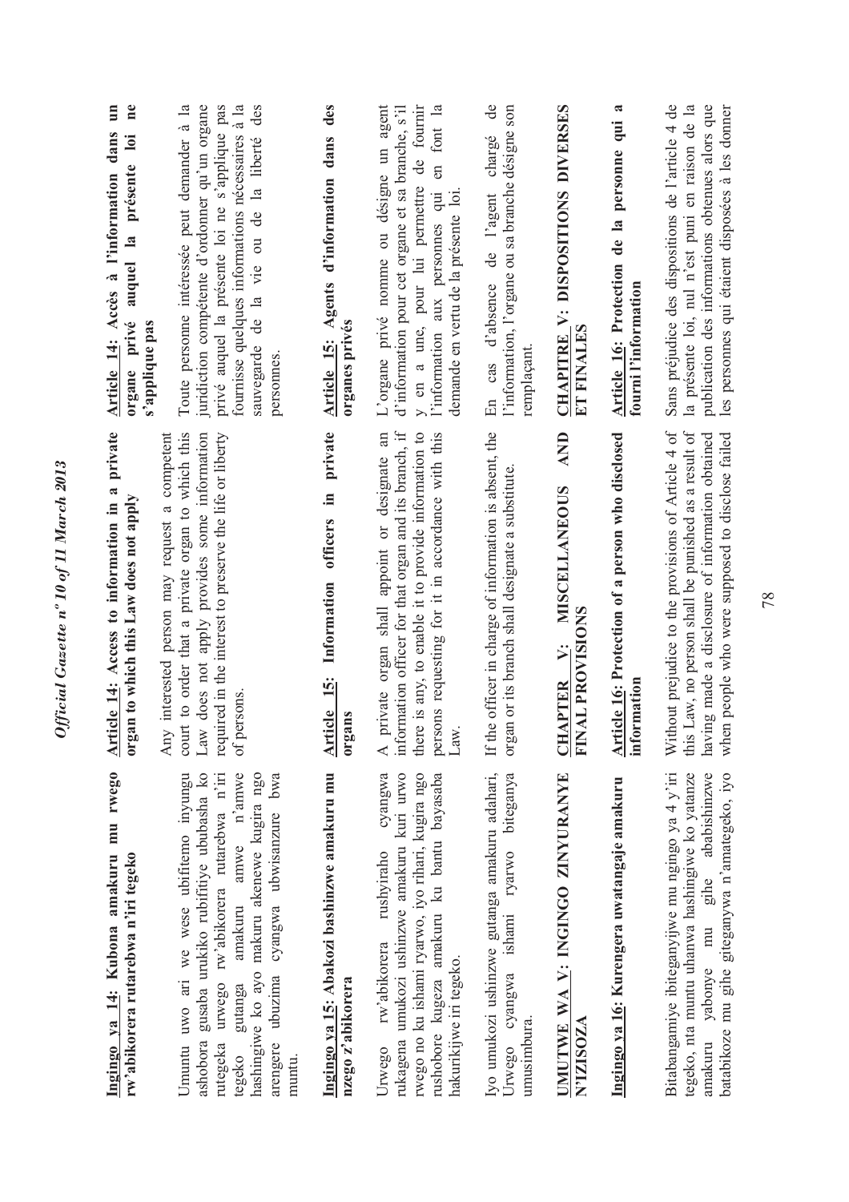**Ingingo ya 14: Kubona amakuru mu rwego rw'abikorera rutarebwa n'iri tegeko**

Umuntu uwo ari we wese ubifitemo inyungu ashobora gusaba urukiko rubifitiye ububasha ko rutegeka urwego rw'abikorera rutarebwa n'iri tegeko gutanga amakuru amwe n'amwe hashingiwe ko ayo makuru akenewe kugira ngo arengere ubuzima cyangwa ubwisanzure bwa muntu.

**Ingingo ya 15: Abakozi bashinzwe amakuru mu nzego z'abikorera**

Urwego rw'abikorera rushyiraho cyangwa rukagena umukozi ushinzwe amakuru kuri urwo rwego no ku ishami ryarwo, iyo rihari, kugira ngo rushobore kugeza amakuru ku bantu bayasaba hakurikijwe iri tegeko.

Iyo umukozi ushinzwe gutanga amakuru adahari, Urwego cyangwa ishami ryarwo biteganya umusimbura.

**UMUTWE WA V: INGINGO ZINYURANYE N'IZISOZA**

**Ingingo ya 16: Kurengera uwatangaje amakuru**

Bitabangamiye ibiteganyijwe mu ngingo ya 4 y'iri tegeko, nta muntu uhanwa hashingiwe ko yatanze amakuru yabonye mu gihe ababishinzwe batabikoze mu gihe giteganywa n'amategeko, iyo

**Article 14: Access to information in a private organ to which this Law does not apply**

Any interested person may request a competent court to order that a private organ to which this Law does not apply provides some information required in the interest to preserve the life or liberty of persons.

**Article 15: Information officers in private organs**

A private organ shall appoint or designate an information officer for that organ and its branch, if there is any, to enable it to provide information to persons requesting for it in accordance with this Law.

If the officer in charge of information is absent, the organ or its branch shall designate a substitute.

**CHAPTER V: MISCELLANEOUS AND FINAL PROVISIONS**

**Article 16: Protection of a person who disclosed information**

Without prejudice to the provisions of Article 4 of this Law, no person shall be punished as a result of having made a disclosure of information obtained when people who were supposed to disclose failed

**Article 14: Accès à l'information dans un organe privé auquel la présente loi ne s'applique pas**

Toute personne intéressée peut demander à la juridiction compétente d'ordonner qu'un organe privé auquel la présente loi ne s'applique pas fournisse quelques informations nécessaires à la sauvegarde de la vie ou de la liberté des personnes.

**Article 15: Agents d'information dans des organes privés**

L'organe privé nomme ou désigne un agent d'information pour cet organe et sa branche, s'il y en a une, pour lui permettre de fournir l'information aux personnes qui en font la demande en vertu de la présente loi.

En cas d'absence de l'agent chargé de l'information, l'organe ou sa branche désigne son remplaçant.

**CHAPITRE V: DISPOSITIONS DIVERSES ET FINALES**

**Article 16: Protection de la personne qui a fourni l'information**

Sans préjudice des dispositions de l'article 4 de la présente loi, nul n'est puni en raison de la publication des informations obtenues alors que les personnes qui étaient disposées à les donner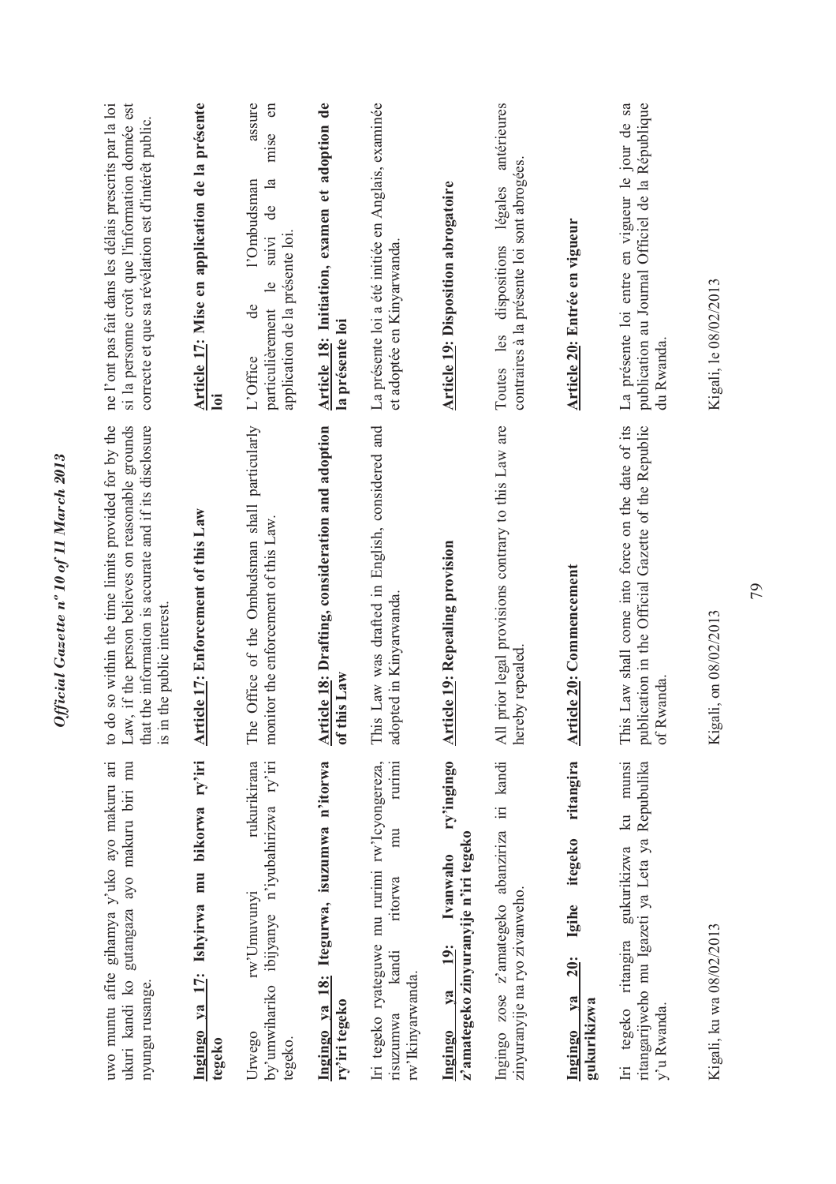uwo muntu afite gihamya y'uko ayo makuru ari ukuri kandi ko gutangaza ayo makuru biri mu nyungu rusange.

**Ingingo ya 17: Ishyirwa mu bikorwa ry'iri tegeko**

Urwego rw'Umuvunyi rukurikirana by'umwihariko ibijyanye n'iyubahirizwa ry'iri tegeko.

**Ingingo ya 18: Itegurwa, isuzumwa n'itorwa ry'iri tegeko**

Iri tegeko ryateguwe mu rurimi rw'Icyongereza, risuzumwa kandi ritorwa mu rurimi rw'Ikinyarwanda.

**Ingingo ya 19: Ivanwaho ry'ingingo z'amategeko zinyuranyije n'iri tegeko**

Ingingo zose z'amategeko abanziriza iri kandi zinyuranyije na ryo zivanweho.

**Ingingo ya 20: Igihe itegeko ritangira gukurikizwa**

Iri tegeko ritangira gukurikizwa ku munsi ritangarijweho mu Igazeti ya Leta ya Repubulika y'u Rwanda.

Kigali, ku wa 08/02/2013

to do so within the time limits provided for by the Law, if the person believes on reasonable grounds that the information is accurate and if its disclosure is in the public interest.

**Article 17: Enforcement of this Law**

The Office of the Ombudsman shall particularly monitor the enforcement of this Law.

**Article 18: Drafting, consideration and adoption of this Law**

This Law was drafted in English, considered and adopted in Kinyarwanda.

**Article 19: Repealing provision**

All prior legal provisions contrary to this Law are hereby repealed.

**Article 20: Commencement**

This Law shall come into force on the date of its publication in the Official Gazette of the Republic of Rwanda.

Kigali, on 08/02/2013

ne l'ont pas fait dans les délais prescrits par la loi si la personne croît que l'information donnée est correcte et que sa révélation est d'intérêt public.

**Article 17: Mise en application de la présente loi**

L'Office de l'Ombudsman assure particulièrement le suivi de la mise en application de la présente loi.

**Article 18: Initiation, examen et adoption de la présente loi**

La présente loi a été initiée en Anglais, examinée et adoptée en Kinyarwanda.

**Article 19: Disposition abrogatoire**

Toutes les dispositions légales antérieures contraires à la présente loi sont abrogées.

**Article 20: Entrée en vigueur**

La présente loi entre en vigueur le jour de sa publication au Journal Officiel de la République du Rwanda.

Kigali, le 08/02/2013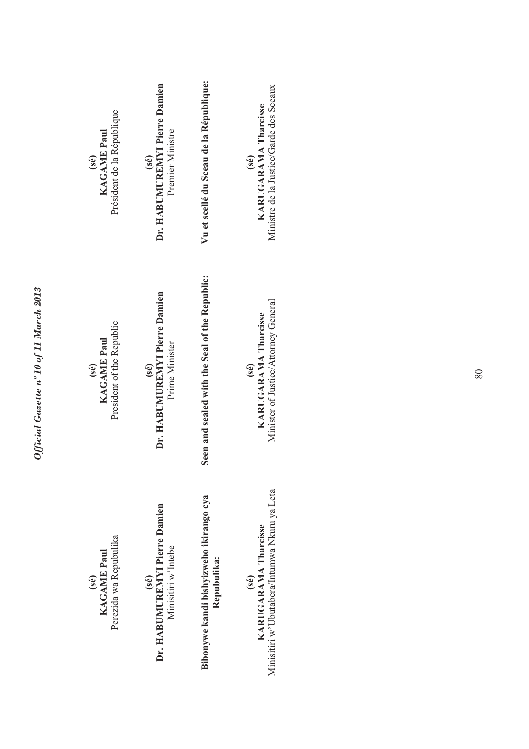**(sé)**
**KAGAME Paul**
Perezida wa Repubulika

**(sé)**
**Dr. HABUMUREMYI Pierre Damien**
Minisitiri w'Intebe

**Bibonywe kandi bishyizweho ikirango cya Repubulika:**

**(sé)**
**KARUGARAMA Tharcisse**
Minisitiri w'Ubutabera/Intumwa Nkuru ya Leta

**(sé)**
**KAGAME Paul**
President of the Republic

**(sé)**
**Dr. HABUMUREMYI Pierre Damien**
Prime Minister

**Seen and sealed with the Seal of the Republic:**

**(sé)**
**KARUGARAMA Tharcisse**
Minister of Justice/Attorney General

**(sé)**
**KAGAME Paul**
Président de la République

**(sé)**
**Dr. HABUMUREMYI Pierre Damien**
Premier Ministre

**Vu et scellé du Sceau de la République:**

**(sé)**
**KARUGARAMA Tharcisse**
Ministre de la Justice/Garde des Sceaux